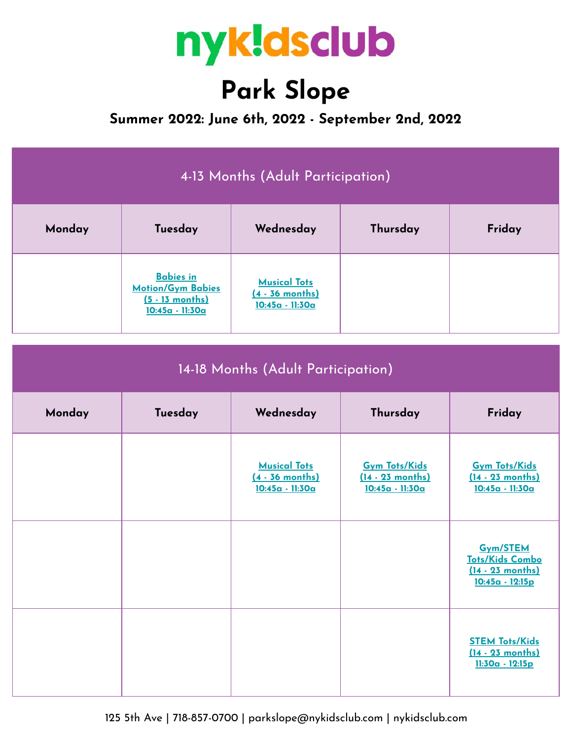# nyk!dsclub

# Park Slope

## Summer 2022: June 6th, 2022 - September 2nd, 2022

### 4-13 Months (Adult Participation)

| Monday | Tuesday | Wednesday | Thursday | Friday |
|---|---|---|---|---|
| | Babies in Motion/Gym Babies (5 - 13 months) 10:45a - 11:30a | Musical Tots (4 - 36 months) 10:45a - 11:30a | | |

### 14-18 Months (Adult Participation)

| Monday | Tuesday | Wednesday | Thursday | Friday |
|---|---|---|---|---|
| | | Musical Tots (4 - 36 months) 10:45a - 11:30a | Gym Tots/Kids (14 - 23 months) 10:45a - 11:30a | Gym Tots/Kids (14 - 23 months) 10:45a - 11:30a |
| | | | | Gym/STEM Tots/Kids Combo (14 - 23 months) 10:45a - 12:15p |
| | | | | STEM Tots/Kids (14 - 23 months) 11:30a - 12:15p |

125 5th Ave | 718-857-0700 | parkslope@nykidsclub.com | nykidsclub.com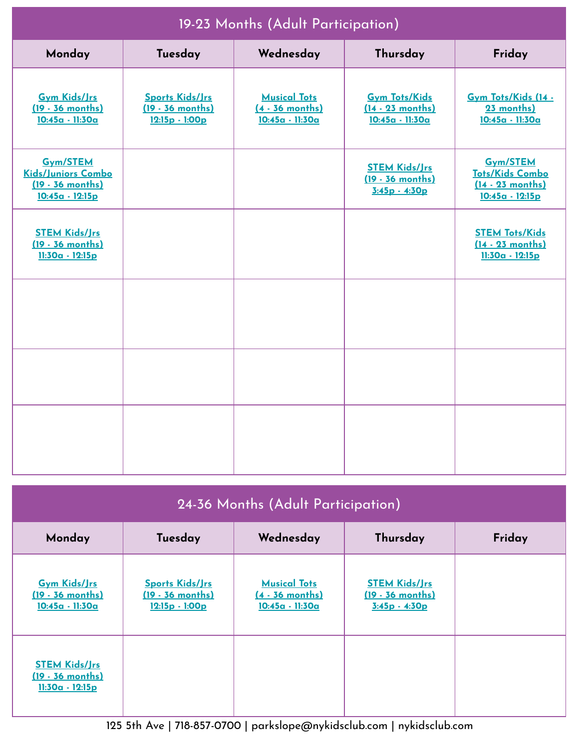## 19-23 Months (Adult Participation)

| Monday | Tuesday | Wednesday | Thursday | Friday |
|---|---|---|---|---|
| Gym Kids/Jrs (19 - 36 months) 10:45a - 11:30a | Sports Kids/Jrs (19 - 36 months) 12:15p - 1:00p | Musical Tots (4 - 36 months) 10:45a - 11:30a | Gym Tots/Kids (14 - 23 months) 10:45a - 11:30a | Gym Tots/Kids (14 - 23 months) 10:45a - 11:30a |
| Gym/STEM Kids/Juniors Combo (19 - 36 months) 10:45a - 12:15p | | | STEM Kids/Jrs (19 - 36 months) 3:45p - 4:30p | Gym/STEM Tots/Kids Combo (14 - 23 months) 10:45a - 12:15p |
| STEM Kids/Jrs (19 - 36 months) 11:30a - 12:15p | | | | STEM Tots/Kids (14 - 23 months) 11:30a - 12:15p |
| | | | | |
| | | | | |
| | | | | |

## 24-36 Months (Adult Participation)

| Monday | Tuesday | Wednesday | Thursday | Friday |
|---|---|---|---|---|
| Gym Kids/Jrs (19 - 36 months) 10:45a - 11:30a | Sports Kids/Jrs (19 - 36 months) 12:15p - 1:00p | Musical Tots (4 - 36 months) 10:45a - 11:30a | STEM Kids/Jrs (19 - 36 months) 3:45p - 4:30p | |
| STEM Kids/Jrs (19 - 36 months) 11:30a - 12:15p | | | | |

125 5th Ave | 718-857-0700 | parkslope@nykidsclub.com | nykidsclub.com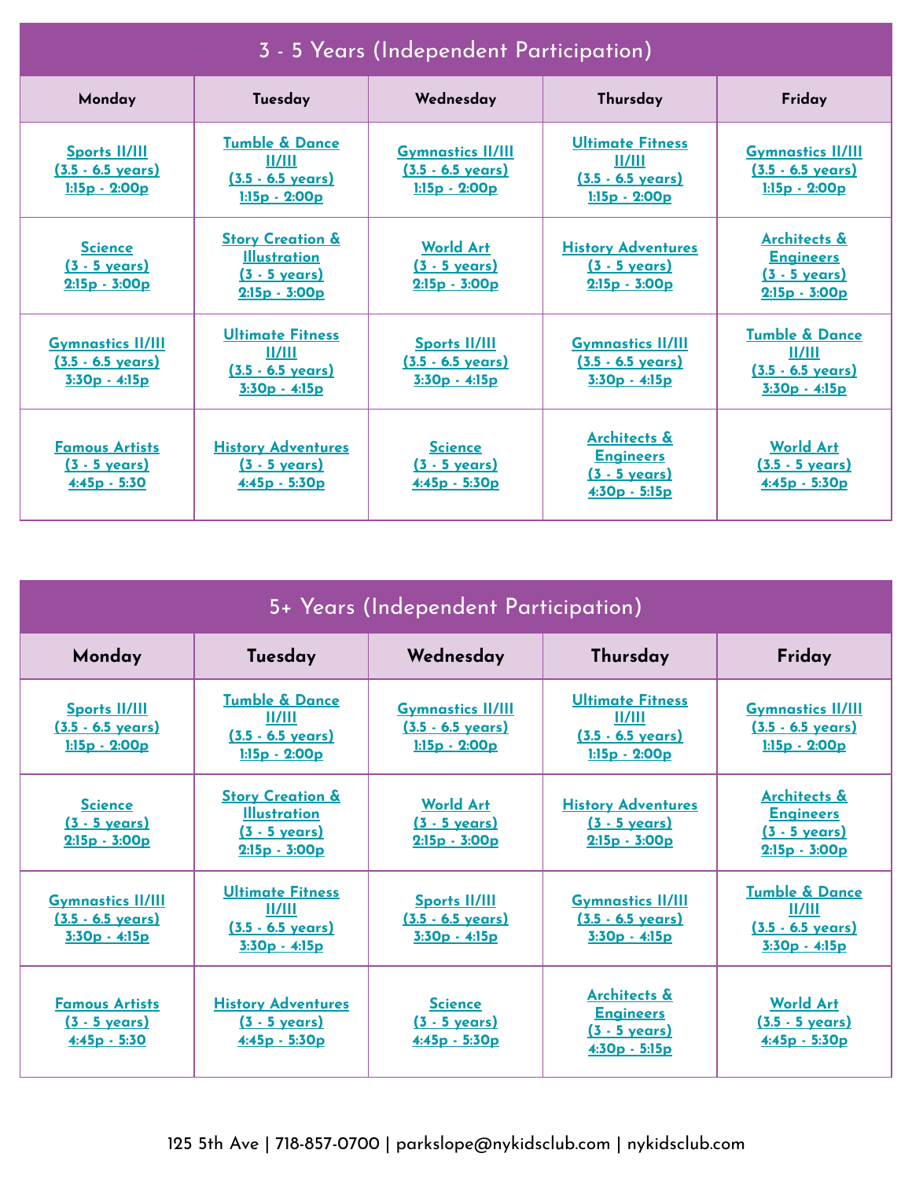## 3 - 5 Years (Independent Participation)

| Monday | Tuesday | Wednesday | Thursday | Friday |
|---|---|---|---|---|
| Sports II/III (3.5 - 6.5 years) 1:15p - 2:00p | Tumble & Dance II/III (3.5 - 6.5 years) 1:15p - 2:00p | Gymnastics II/III (3.5 - 6.5 years) 1:15p - 2:00p | Ultimate Fitness II/III (3.5 - 6.5 years) 1:15p - 2:00p | Gymnastics II/III (3.5 - 6.5 years) 1:15p - 2:00p |
| Science (3 - 5 years) 2:15p - 3:00p | Story Creation & Illustration (3 - 5 years) 2:15p - 3:00p | World Art (3 - 5 years) 2:15p - 3:00p | History Adventures (3 - 5 years) 2:15p - 3:00p | Architects & Engineers (3 - 5 years) 2:15p - 3:00p |
| Gymnastics II/III (3.5 - 6.5 years) 3:30p - 4:15p | Ultimate Fitness II/III (3.5 - 6.5 years) 3:30p - 4:15p | Sports II/III (3.5 - 6.5 years) 3:30p - 4:15p | Gymnastics II/III (3.5 - 6.5 years) 3:30p - 4:15p | Tumble & Dance II/III (3.5 - 6.5 years) 3:30p - 4:15p |
| Famous Artists (3 - 5 years) 4:45p - 5:30 | History Adventures (3 - 5 years) 4:45p - 5:30p | Science (3 - 5 years) 4:45p - 5:30p | Architects & Engineers (3 - 5 years) 4:30p - 5:15p | World Art (3.5 - 5 years) 4:45p - 5:30p |

## 5+ Years (Independent Participation)

| Monday | Tuesday | Wednesday | Thursday | Friday |
|---|---|---|---|---|
| Sports II/III (3.5 - 6.5 years) 1:15p - 2:00p | Tumble & Dance II/III (3.5 - 6.5 years) 1:15p - 2:00p | Gymnastics II/III (3.5 - 6.5 years) 1:15p - 2:00p | Ultimate Fitness II/III (3.5 - 6.5 years) 1:15p - 2:00p | Gymnastics II/III (3.5 - 6.5 years) 1:15p - 2:00p |
| Science (3 - 5 years) 2:15p - 3:00p | Story Creation & Illustration (3 - 5 years) 2:15p - 3:00p | World Art (3 - 5 years) 2:15p - 3:00p | History Adventures (3 - 5 years) 2:15p - 3:00p | Architects & Engineers (3 - 5 years) 2:15p - 3:00p |
| Gymnastics II/III (3.5 - 6.5 years) 3:30p - 4:15p | Ultimate Fitness II/III (3.5 - 6.5 years) 3:30p - 4:15p | Sports II/III (3.5 - 6.5 years) 3:30p - 4:15p | Gymnastics II/III (3.5 - 6.5 years) 3:30p - 4:15p | Tumble & Dance II/III (3.5 - 6.5 years) 3:30p - 4:15p |
| Famous Artists (3 - 5 years) 4:45p - 5:30 | History Adventures (3 - 5 years) 4:45p - 5:30p | Science (3 - 5 years) 4:45p - 5:30p | Architects & Engineers (3 - 5 years) 4:30p - 5:15p | World Art (3.5 - 5 years) 4:45p - 5:30p |

125 5th Ave | 718-857-0700 | parkslope@nykidsclub.com | nykidsclub.com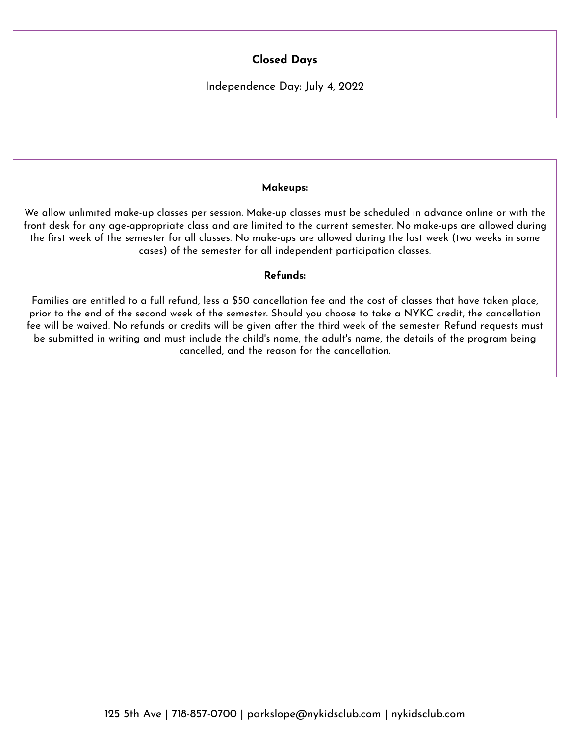**Closed Days**

Independence Day: July 4, 2022

**Makeups:**

We allow unlimited make-up classes per session. Make-up classes must be scheduled in advance online or with the front desk for any age-appropriate class and are limited to the current semester. No make-ups are allowed during the first week of the semester for all classes. No make-ups are allowed during the last week (two weeks in some cases) of the semester for all independent participation classes.

**Refunds:**

Families are entitled to a full refund, less a $50 cancellation fee and the cost of classes that have taken place, prior to the end of the second week of the semester. Should you choose to take a NYKC credit, the cancellation fee will be waived. No refunds or credits will be given after the third week of the semester. Refund requests must be submitted in writing and must include the child's name, the adult's name, the details of the program being cancelled, and the reason for the cancellation.

125 5th Ave | 718-857-0700 | parkslope@nykidsclub.com | nykidsclub.com